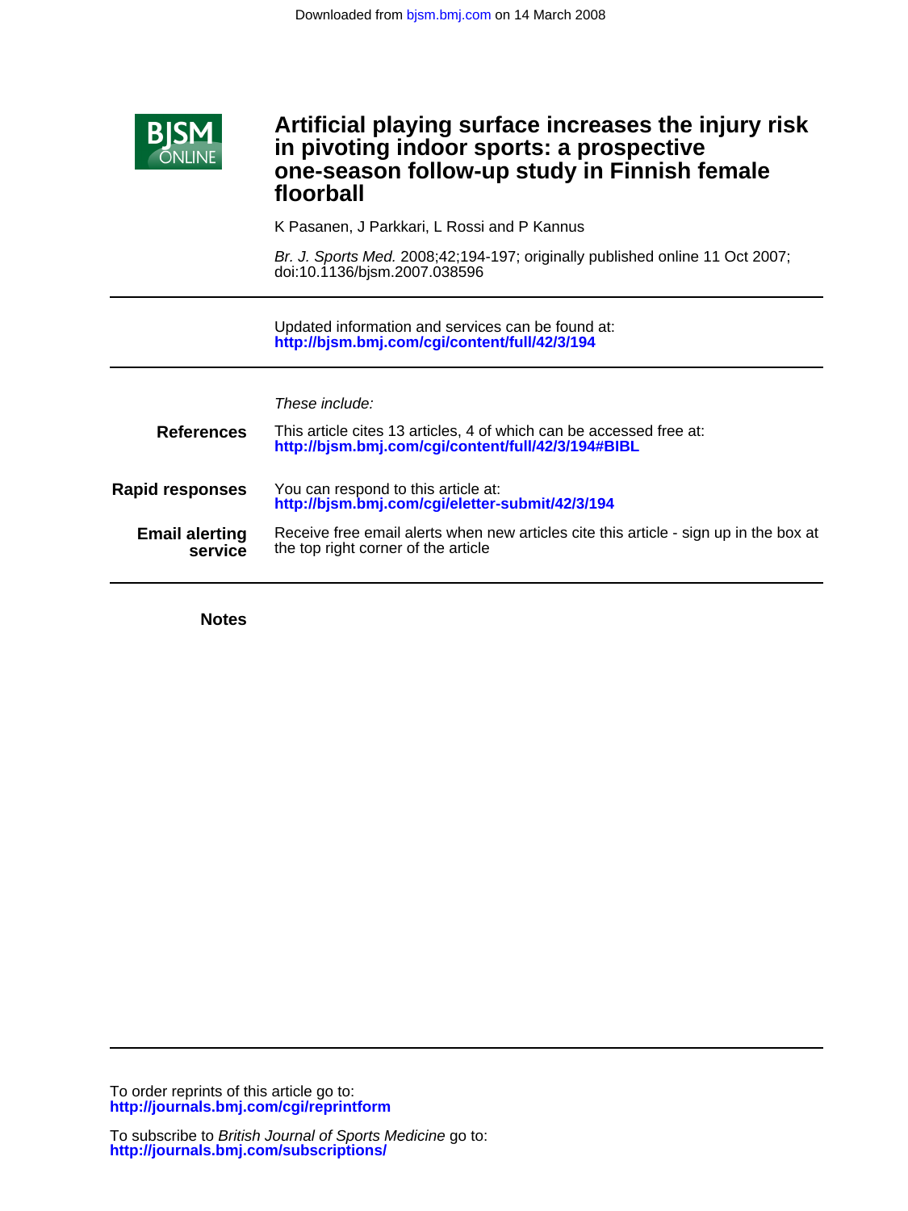Downloaded from bjsm.bmj.com on 14 March 2008

BJSM ONLINE

# Artificial playing surface increases the injury risk in pivoting indoor sports: a prospective one-season follow-up study in Finnish female floorball

K Pasanen, J Parkkari, L Rossi and P Kannus

*Br. J. Sports Med.* 2008;42;194-197; originally published online 11 Oct 2007; doi:10.1136/bjsm.2007.038596

Updated information and services can be found at:
**http://bjsm.bmj.com/cgi/content/full/42/3/194**

*These include:*

**References** This article cites 13 articles, 4 of which can be accessed free at:
**http://bjsm.bmj.com/cgi/content/full/42/3/194#BIBL**

**Rapid responses** You can respond to this article at:
**http://bjsm.bmj.com/cgi/eletter-submit/42/3/194**

**Email alerting service** Receive free email alerts when new articles cite this article - sign up in the box at the top right corner of the article

**Notes**

To order reprints of this article go to:
**http://journals.bmj.com/cgi/reprintform**

To subscribe to *British Journal of Sports Medicine* go to:
**http://journals.bmj.com/subscriptions/**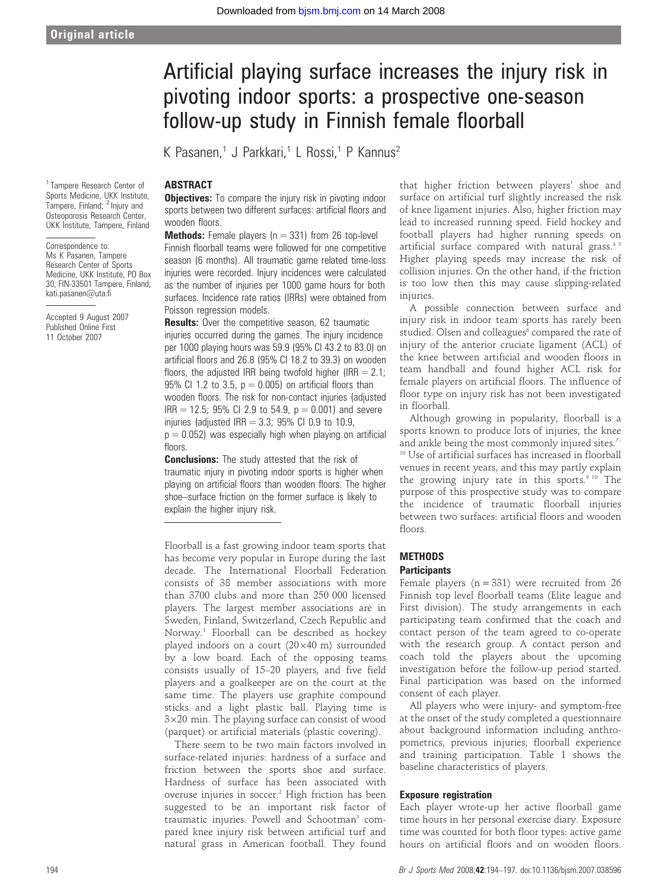Original article

# Artificial playing surface increases the injury risk in pivoting indoor sports: a prospective one-season follow-up study in Finnish female floorball

K Pasanen,[1] J Parkkari,[1] L Rossi,[1] P Kannus[2]

[1] Tampere Research Center of Sports Medicine, UKK Institute, Tampere, Finland; [2] Injury and Osteoporosis Research Center, UKK Institute, Tampere, Finland

Correspondence to: Ms K Pasanen, Tampere Research Center of Sports Medicine, UKK Institute, PO Box 30, FIN-33501 Tampere, Finland; kati.pasanen@uta.fi

Accepted 9 August 2007
Published Online First 11 October 2007

## ABSTRACT

**Objectives:** To compare the injury risk in pivoting indoor sports between two different surfaces: artificial floors and wooden floors.

**Methods:** Female players (n = 331) from 26 top-level Finnish floorball teams were followed for one competitive season (6 months). All traumatic game related time-loss injuries were recorded. Injury incidences were calculated as the number of injuries per 1000 game hours for both surfaces. Incidence rate ratios (IRRs) were obtained from Poisson regression models.

**Results:** Over the competitive season, 62 traumatic injuries occurred during the games. The injury incidence per 1000 playing hours was 59.9 (95% CI 43.2 to 83.0) on artificial floors and 26.8 (95% CI 18.2 to 39.3) on wooden floors, the adjusted IRR being twofold higher (IRR = 2.1; 95% CI 1.2 to 3.5, p = 0.005) on artificial floors than wooden floors. The risk for non-contact injuries (adjusted IRR = 12.5; 95% CI 2.9 to 54.9, p = 0.001) and severe injuries (adjusted IRR = 3.3; 95% CI 0.9 to 10.9, p = 0.052) was especially high when playing on artificial floors.

**Conclusions:** The study attested that the risk of traumatic injury in pivoting indoor sports is higher when playing on artificial floors than wooden floors. The higher shoe–surface friction on the former surface is likely to explain the higher injury risk.

Floorball is a fast growing indoor team sports that has become very popular in Europe during the last decade. The International Floorball Federation consists of 38 member associations with more than 3700 clubs and more than 250 000 licensed players. The largest member associations are in Sweden, Finland, Switzerland, Czech Republic and Norway.[1] Floorball can be described as hockey played indoors on a court (20×40 m) surrounded by a low board. Each of the opposing teams consists usually of 15–20 players, and five field players and a goalkeeper are on the court at the same time. The players use graphite compound sticks and a light plastic ball. Playing time is 3×20 min. The playing surface can consist of wood (parquet) or artificial materials (plastic covering).

There seem to be two main factors involved in surface-related injuries: hardness of a surface and friction between the sports shoe and surface. Hardness of surface has been associated with overuse injuries in soccer.[2] High friction has been suggested to be an important risk factor of traumatic injuries. Powell and Schootman[3] compared knee injury risk between artificial turf and natural grass in American football. They found that higher friction between players' shoe and surface on artificial turf slightly increased the risk of knee ligament injuries. Also, higher friction may lead to increased running speed. Field hockey and football players had higher running speeds on artificial surface compared with natural grass.[4,5] Higher playing speeds may increase the risk of collision injuries. On the other hand, if the friction is too low then this may cause slipping-related injuries.

A possible connection between surface and injury risk in indoor team sports has rarely been studied. Olsen and colleagues[6] compared the rate of injury of the anterior cruciate ligament (ACL) of the knee between artificial and wooden floors in team handball and found higher ACL risk for female players on artificial floors. The influence of floor type on injury risk has not been investigated in floorball.

Although growing in popularity, floorball is a sports known to produce lots of injuries, the knee and ankle being the most commonly injured sites.[7–10] Use of artificial surfaces has increased in floorball venues in recent years, and this may partly explain the growing injury rate in this sports.[9,10] The purpose of this prospective study was to compare the incidence of traumatic floorball injuries between two surfaces: artificial floors and wooden floors.

## METHODS

### Participants

Female players (n = 331) were recruited from 26 Finnish top level floorball teams (Elite league and First division). The study arrangements in each participating team confirmed that the coach and contact person of the team agreed to co-operate with the research group. A contact person and coach told the players about the upcoming investigation before the follow-up period started. Final participation was based on the informed consent of each player.

All players who were injury- and symptom-free at the onset of the study completed a questionnaire about background information including anthropometrics, previous injuries, floorball experience and training participation. Table 1 shows the baseline characteristics of players.

### Exposure registration

Each player wrote-up her active floorball game time hours in her personal exercise diary. Exposure time was counted for both floor types: active game hours on artificial floors and on wooden floors.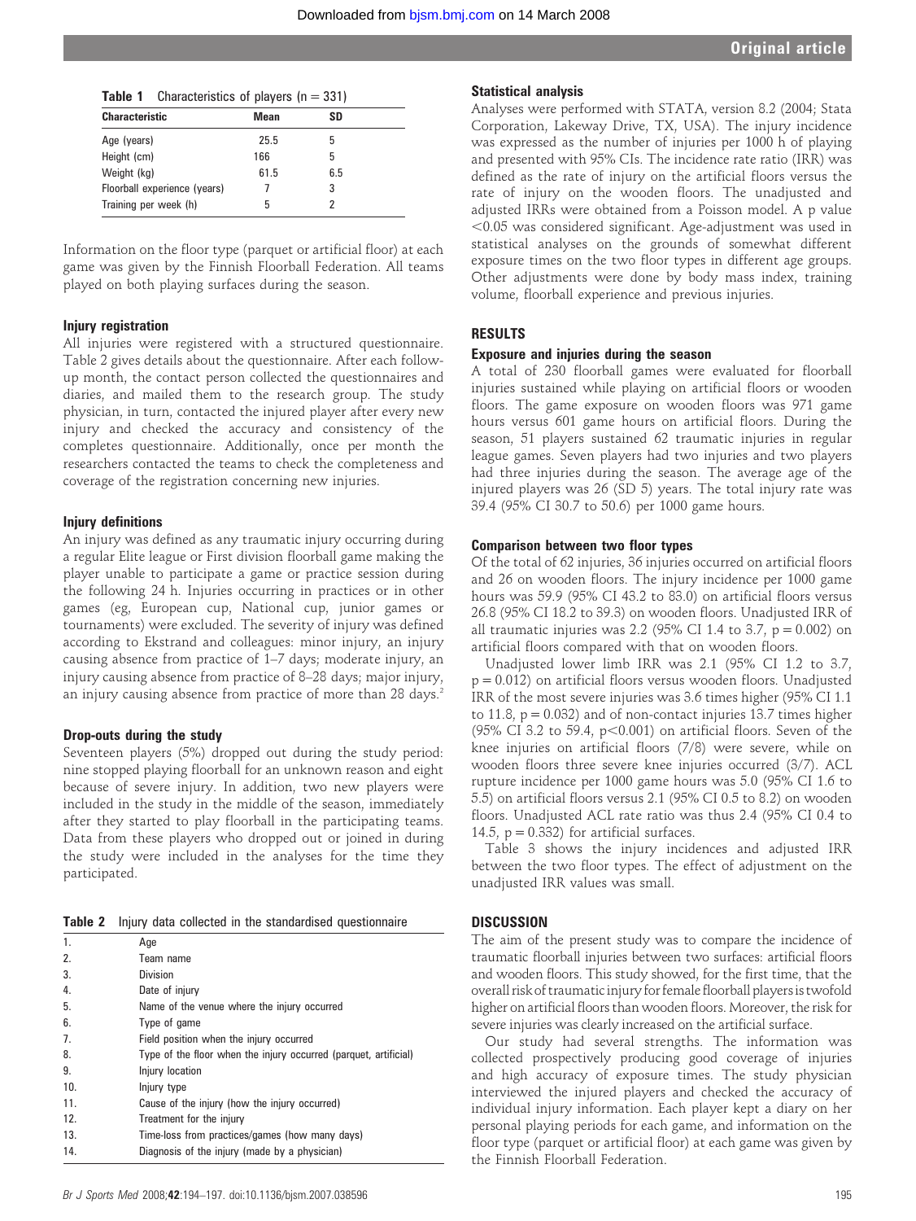**Table 1** Characteristics of players (n = 331)

| Characteristic | Mean | SD |
|---|---|---|
| Age (years) | 25.5 | 5 |
| Height (cm) | 166 | 5 |
| Weight (kg) | 61.5 | 6.5 |
| Floorball experience (years) | 7 | 3 |
| Training per week (h) | 5 | 2 |

Information on the floor type (parquet or artificial floor) at each game was given by the Finnish Floorball Federation. All teams played on both playing surfaces during the season.

### Injury registration

All injuries were registered with a structured questionnaire. Table 2 gives details about the questionnaire. After each follow-up month, the contact person collected the questionnaires and diaries, and mailed them to the research group. The study physician, in turn, contacted the injured player after every new injury and checked the accuracy and consistency of the completes questionnaire. Additionally, once per month the researchers contacted the teams to check the completeness and coverage of the registration concerning new injuries.

### Injury definitions

An injury was defined as any traumatic injury occurring during a regular Elite league or First division floorball game making the player unable to participate a game or practice session during the following 24 h. Injuries occurring in practices or in other games (eg, European cup, National cup, junior games or tournaments) were excluded. The severity of injury was defined according to Ekstrand and colleagues: minor injury, an injury causing absence from practice of 1–7 days; moderate injury, an injury causing absence from practice of 8–28 days; major injury, an injury causing absence from practice of more than 28 days.[2]

### Drop-outs during the study

Seventeen players (5%) dropped out during the study period: nine stopped playing floorball for an unknown reason and eight because of severe injury. In addition, two new players were included in the study in the middle of the season, immediately after they started to play floorball in the participating teams. Data from these players who dropped out or joined in during the study were included in the analyses for the time they participated.

**Table 2** Injury data collected in the standardised questionnaire

| | |
|---|---|
| 1. | Age |
| 2. | Team name |
| 3. | Division |
| 4. | Date of injury |
| 5. | Name of the venue where the injury occurred |
| 6. | Type of game |
| 7. | Field position when the injury occurred |
| 8. | Type of the floor when the injury occurred (parquet, artificial) |
| 9. | Injury location |
| 10. | Injury type |
| 11. | Cause of the injury (how the injury occurred) |
| 12. | Treatment for the injury |
| 13. | Time-loss from practices/games (how many days) |
| 14. | Diagnosis of the injury (made by a physician) |

### Statistical analysis

Analyses were performed with STATA, version 8.2 (2004; Stata Corporation, Lakeway Drive, TX, USA). The injury incidence was expressed as the number of injuries per 1000 h of playing and presented with 95% CIs. The incidence rate ratio (IRR) was defined as the rate of injury on the artificial floors versus the rate of injury on the wooden floors. The unadjusted and adjusted IRRs were obtained from a Poisson model. A p value $<0.05$ was considered significant. Age-adjustment was used in statistical analyses on the grounds of somewhat different exposure times on the two floor types in different age groups. Other adjustments were done by body mass index, training volume, floorball experience and previous injuries.

## RESULTS

### Exposure and injuries during the season

A total of 230 floorball games were evaluated for floorball injuries sustained while playing on artificial floors or wooden floors. The game exposure on wooden floors was 971 game hours versus 601 game hours on artificial floors. During the season, 51 players sustained 62 traumatic injuries in regular league games. Seven players had two injuries and two players had three injuries during the season. The average age of the injured players was 26 (SD 5) years. The total injury rate was 39.4 (95% CI 30.7 to 50.6) per 1000 game hours.

### Comparison between two floor types

Of the total of 62 injuries, 36 injuries occurred on artificial floors and 26 on wooden floors. The injury incidence per 1000 game hours was 59.9 (95% CI 43.2 to 83.0) on artificial floors versus 26.8 (95% CI 18.2 to 39.3) on wooden floors. Unadjusted IRR of all traumatic injuries was 2.2 (95% CI 1.4 to 3.7, $p = 0.002$) on artificial floors compared with that on wooden floors.

Unadjusted lower limb IRR was 2.1 (95% CI 1.2 to 3.7, $p = 0.012$) on artificial floors versus wooden floors. Unadjusted IRR of the most severe injuries was 3.6 times higher (95% CI 1.1 to 11.8, $p = 0.032$) and of non-contact injuries 13.7 times higher (95% CI 3.2 to 59.4, $p<0.001$) on artificial floors. Seven of the knee injuries on artificial floors (7/8) were severe, while on wooden floors three severe knee injuries occurred (3/7). ACL rupture incidence per 1000 game hours was 5.0 (95% CI 1.6 to 5.5) on artificial floors versus 2.1 (95% CI 0.5 to 8.2) on wooden floors. Unadjusted ACL rate ratio was thus 2.4 (95% CI 0.4 to 14.5, $p = 0.332$) for artificial surfaces.

Table 3 shows the injury incidences and adjusted IRR between the two floor types. The effect of adjustment on the unadjusted IRR values was small.

## DISCUSSION

The aim of the present study was to compare the incidence of traumatic floorball injuries between two surfaces: artificial floors and wooden floors. This study showed, for the first time, that the overall risk of traumatic injury for female floorball players is twofold higher on artificial floors than wooden floors. Moreover, the risk for severe injuries was clearly increased on the artificial surface.

Our study had several strengths. The information was collected prospectively producing good coverage of injuries and high accuracy of exposure times. The study physician interviewed the injured players and checked the accuracy of individual injury information. Each player kept a diary on her personal playing periods for each game, and information on the floor type (parquet or artificial floor) at each game was given by the Finnish Floorball Federation.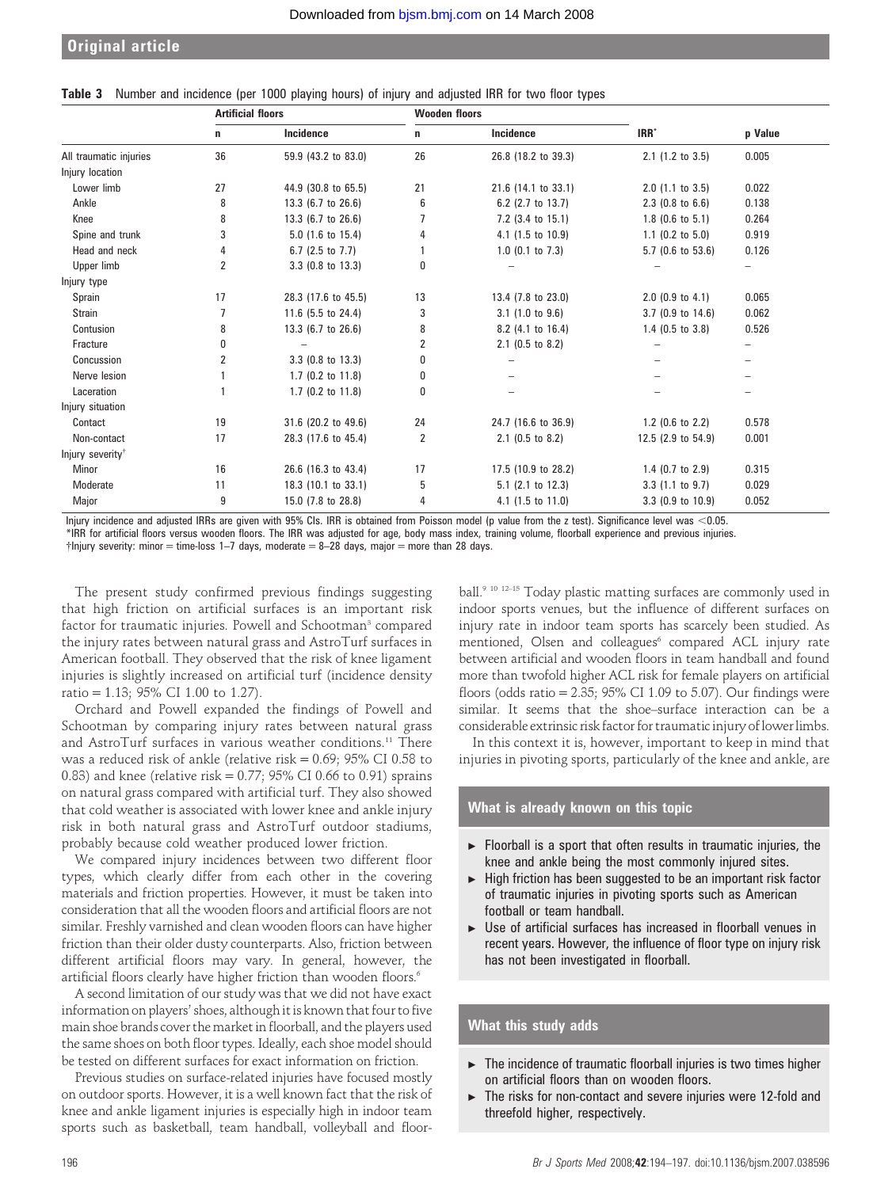**Table 3** Number and incidence (per 1000 playing hours) of injury and adjusted IRR for two floor types

| | Artificial floors | | Wooden floors | | | |
|---|---|---|---|---|---|---|
| | n | Incidence | n | Incidence | IRR* | p Value |
| All traumatic injuries | 36 | 59.9 (43.2 to 83.0) | 26 | 26.8 (18.2 to 39.3) | 2.1 (1.2 to 3.5) | 0.005 |
| Injury location | | | | | | |
| Lower limb | 27 | 44.9 (30.8 to 65.5) | 21 | 21.6 (14.1 to 33.1) | 2.0 (1.1 to 3.5) | 0.022 |
| Ankle | 8 | 13.3 (6.7 to 26.6) | 6 | 6.2 (2.7 to 13.7) | 2.3 (0.8 to 6.6) | 0.138 |
| Knee | 8 | 13.3 (6.7 to 26.6) | 7 | 7.2 (3.4 to 15.1) | 1.8 (0.6 to 5.1) | 0.264 |
| Spine and trunk | 3 | 5.0 (1.6 to 15.4) | 4 | 4.1 (1.5 to 10.9) | 1.1 (0.2 to 5.0) | 0.919 |
| Head and neck | 4 | 6.7 (2.5 to 7.7) | 1 | 1.0 (0.1 to 7.3) | 5.7 (0.6 to 53.6) | 0.126 |
| Upper limb | 2 | 3.3 (0.8 to 13.3) | 0 | – | – | – |
| Injury type | | | | | | |
| Sprain | 17 | 28.3 (17.6 to 45.5) | 13 | 13.4 (7.8 to 23.0) | 2.0 (0.9 to 4.1) | 0.065 |
| Strain | 7 | 11.6 (5.5 to 24.4) | 3 | 3.1 (1.0 to 9.6) | 3.7 (0.9 to 14.6) | 0.062 |
| Contusion | 8 | 13.3 (6.7 to 26.6) | 8 | 8.2 (4.1 to 16.4) | 1.4 (0.5 to 3.8) | 0.526 |
| Fracture | 0 | – | 2 | 2.1 (0.5 to 8.2) | – | – |
| Concussion | 2 | 3.3 (0.8 to 13.3) | 0 | – | – | – |
| Nerve lesion | 1 | 1.7 (0.2 to 11.8) | 0 | – | – | – |
| Laceration | 1 | 1.7 (0.2 to 11.8) | 0 | – | – | – |
| Injury situation | | | | | | |
| Contact | 19 | 31.6 (20.2 to 49.6) | 24 | 24.7 (16.6 to 36.9) | 1.2 (0.6 to 2.2) | 0.578 |
| Non-contact | 17 | 28.3 (17.6 to 45.4) | 2 | 2.1 (0.5 to 8.2) | 12.5 (2.9 to 54.9) | 0.001 |
| Injury severity† | | | | | | |
| Minor | 16 | 26.6 (16.3 to 43.4) | 17 | 17.5 (10.9 to 28.2) | 1.4 (0.7 to 2.9) | 0.315 |
| Moderate | 11 | 18.3 (10.1 to 33.1) | 5 | 5.1 (2.1 to 12.3) | 3.3 (1.1 to 9.7) | 0.029 |
| Major | 9 | 15.0 (7.8 to 28.8) | 4 | 4.1 (1.5 to 11.0) | 3.3 (0.9 to 10.9) | 0.052 |

Injury incidence and adjusted IRRs are given with 95% CIs. IRR is obtained from Poisson model (p value from the z test). Significance level was $<0.05$.
*IRR for artificial floors versus wooden floors. The IRR was adjusted for age, body mass index, training volume, floorball experience and previous injuries.
†Injury severity: minor = time-loss 1–7 days, moderate = 8–28 days, major = more than 28 days.

The present study confirmed previous findings suggesting that high friction on artificial surfaces is an important risk factor for traumatic injuries. Powell and Schootman[3] compared the injury rates between natural grass and AstroTurf surfaces in American football. They observed that the risk of knee ligament injuries is slightly increased on artificial turf (incidence density ratio = 1.13; 95% CI 1.00 to 1.27).

Orchard and Powell expanded the findings of Powell and Schootman by comparing injury rates between natural grass and AstroTurf surfaces in various weather conditions.[11] There was a reduced risk of ankle (relative risk = 0.69; 95% CI 0.58 to 0.83) and knee (relative risk = 0.77; 95% CI 0.66 to 0.91) sprains on natural grass compared with artificial turf. They also showed that cold weather is associated with lower knee and ankle injury risk in both natural grass and AstroTurf outdoor stadiums, probably because cold weather produced lower friction.

We compared injury incidences between two different floor types, which clearly differ from each other in the covering materials and friction properties. However, it must be taken into consideration that all the wooden floors and artificial floors are not similar. Freshly varnished and clean wooden floors can have higher friction than their older dusty counterparts. Also, friction between different artificial floors may vary. In general, however, the artificial floors clearly have higher friction than wooden floors.[6]

A second limitation of our study was that we did not have exact information on players' shoes, although it is known that four to five main shoe brands cover the market in floorball, and the players used the same shoes on both floor types. Ideally, each shoe model should be tested on different surfaces for exact information on friction.

Previous studies on surface-related injuries have focused mostly on outdoor sports. However, it is a well known fact that the risk of knee and ankle ligament injuries is especially high in indoor team sports such as basketball, team handball, volleyball and floorball.[9 10 12–15] Today plastic matting surfaces are commonly used in indoor sports venues, but the influence of different surfaces on injury rate in indoor team sports has scarcely been studied. As mentioned, Olsen and colleagues[6] compared ACL injury rate between artificial and wooden floors in team handball and found more than twofold higher ACL risk for female players on artificial floors (odds ratio = 2.35; 95% CI 1.09 to 5.07). Our findings were similar. It seems that the shoe–surface interaction can be a considerable extrinsic risk factor for traumatic injury of lower limbs.

In this context it is, however, important to keep in mind that injuries in pivoting sports, particularly of the knee and ankle, are

### What is already known on this topic

- Floorball is a sport that often results in traumatic injuries, the knee and ankle being the most commonly injured sites.
- High friction has been suggested to be an important risk factor of traumatic injuries in pivoting sports such as American football or team handball.
- Use of artificial surfaces has increased in floorball venues in recent years. However, the influence of floor type on injury risk has not been investigated in floorball.

### What this study adds

- The incidence of traumatic floorball injuries is two times higher on artificial floors than on wooden floors.
- The risks for non-contact and severe injuries were 12-fold and threefold higher, respectively.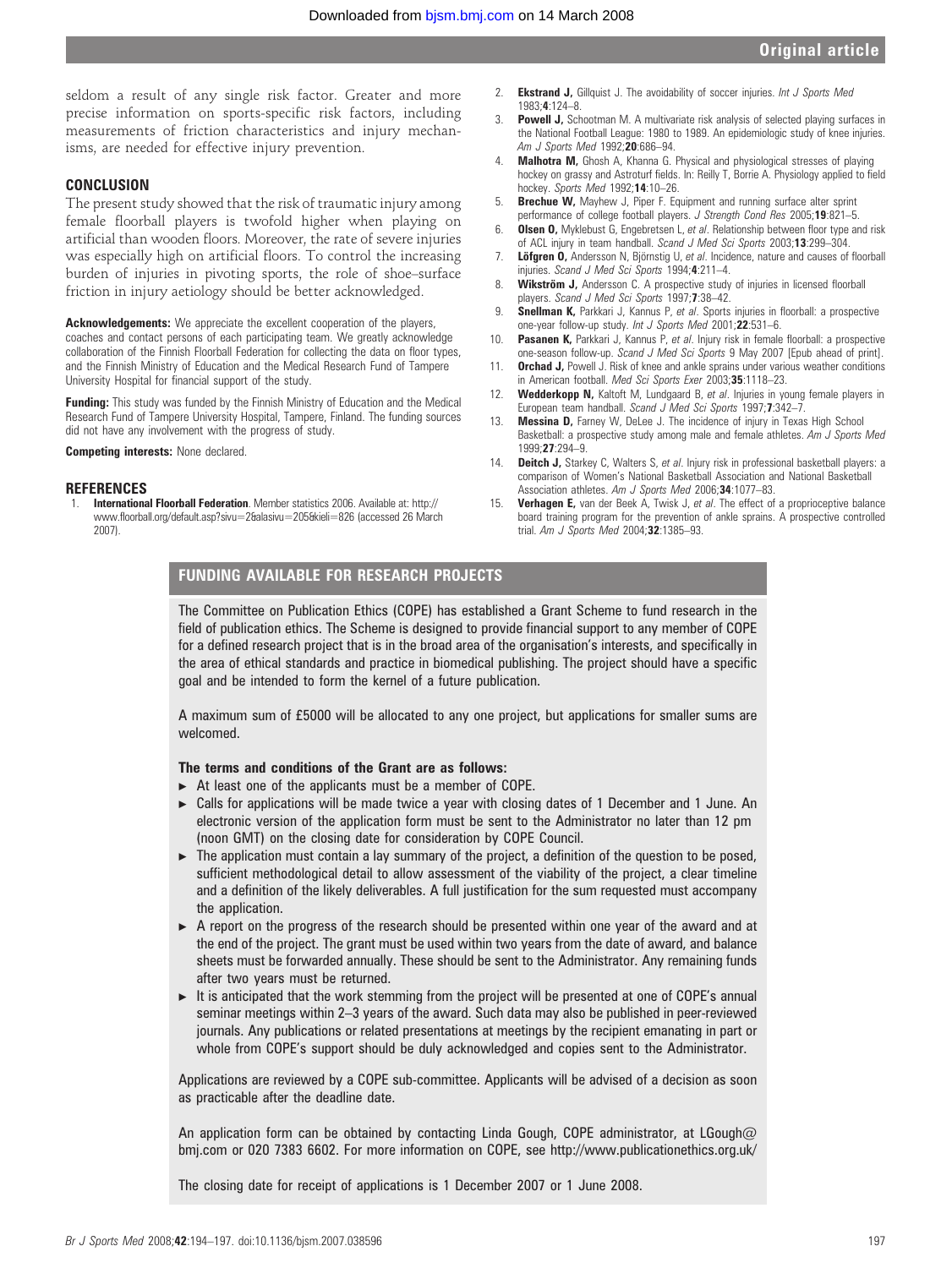seldom a result of any single risk factor. Greater and more precise information on sports-specific risk factors, including measurements of friction characteristics and injury mechanisms, are needed for effective injury prevention.

## CONCLUSION

The present study showed that the risk of traumatic injury among female floorball players is twofold higher when playing on artificial than wooden floors. Moreover, the rate of severe injuries was especially high on artificial floors. To control the increasing burden of injuries in pivoting sports, the role of shoe–surface friction in injury aetiology should be better acknowledged.

**Acknowledgements:** We appreciate the excellent cooperation of the players, coaches and contact persons of each participating team. We greatly acknowledge collaboration of the Finnish Floorball Federation for collecting the data on floor types, and the Finnish Ministry of Education and the Medical Research Fund of Tampere University Hospital for financial support of the study.

**Funding:** This study was funded by the Finnish Ministry of Education and the Medical Research Fund of Tampere University Hospital, Tampere, Finland. The funding sources did not have any involvement with the progress of study.

**Competing interests:** None declared.

## REFERENCES

1. **International Floorball Federation**. Member statistics 2006. Available at: http://www.floorball.org/default.asp?sivu=2&alasivu=205&kieli=826 (accessed 26 March 2007).
2. **Ekstrand J,** Gillquist J. The avoidability of soccer injuries. *Int J Sports Med* 1983;**4**:124–8.
3. **Powell J,** Schootman M. A multivariate risk analysis of selected playing surfaces in the National Football League: 1980 to 1989. An epidemiologic study of knee injuries. *Am J Sports Med* 1992;**20**:686–94.
4. **Malhotra M,** Ghosh A, Khanna G. Physical and physiological stresses of playing hockey on grassy and Astroturf fields. In: Reilly T, Borrie A. Physiology applied to field hockey. *Sports Med* 1992;**14**:10–26.
5. **Brechue W,** Mayhew J, Piper F. Equipment and running surface alter sprint performance of college football players. *J Strength Cond Res* 2005;**19**:821–5.
6. **Olsen O,** Myklebust G, Engebretsen L, *et al*. Relationship between floor type and risk of ACL injury in team handball. *Scand J Med Sci Sports* 2003;**13**:299–304.
7. **Löfgren O,** Andersson N, Björnstig U, *et al*. Incidence, nature and causes of floorball injuries. *Scand J Med Sci Sports* 1994;**4**:211–4.
8. **Wikström J,** Andersson C. A prospective study of injuries in licensed floorball players. *Scand J Med Sci Sports* 1997;**7**:38–42.
9. **Snellman K,** Parkkari J, Kannus P, *et al*. Sports injuries in floorball: a prospective one-year follow-up study. *Int J Sports Med* 2001;**22**:531–6.
10. **Pasanen K,** Parkkari J, Kannus P, *et al*. Injury risk in female floorball: a prospective one-season follow-up. *Scand J Med Sci Sports* 9 May 2007 [Epub ahead of print].
11. **Orchad J,** Powell J. Risk of knee and ankle sprains under various weather conditions in American football. *Med Sci Sports Exer* 2003;**35**:1118–23.
12. **Wedderkopp N,** Kaltoft M, Lundgaard B, *et al*. Injuries in young female players in European team handball. *Scand J Med Sci Sports* 1997;**7**:342–7.
13. **Messina D,** Farney W, DeLee J. The incidence of injury in Texas High School Basketball: a prospective study among male and female athletes. *Am J Sports Med* 1999;**27**:294–9.
14. **Deitch J,** Starkey C, Walters S, *et al*. Injury risk in professional basketball players: a comparison of Women's National Basketball Association and National Basketball Association athletes. *Am J Sports Med* 2006;**34**:1077–83.
15. **Verhagen E,** van der Beek A, Twisk J, *et al*. The effect of a proprioceptive balance board training program for the prevention of ankle sprains. A prospective controlled trial. *Am J Sports Med* 2004;**32**:1385–93.

## FUNDING AVAILABLE FOR RESEARCH PROJECTS

The Committee on Publication Ethics (COPE) has established a Grant Scheme to fund research in the field of publication ethics. The Scheme is designed to provide financial support to any member of COPE for a defined research project that is in the broad area of the organisation's interests, and specifically in the area of ethical standards and practice in biomedical publishing. The project should have a specific goal and be intended to form the kernel of a future publication.

A maximum sum of £5000 will be allocated to any one project, but applications for smaller sums are welcomed.

**The terms and conditions of the Grant are as follows:**

- At least one of the applicants must be a member of COPE.
- Calls for applications will be made twice a year with closing dates of 1 December and 1 June. An electronic version of the application form must be sent to the Administrator no later than 12 pm (noon GMT) on the closing date for consideration by COPE Council.
- The application must contain a lay summary of the project, a definition of the question to be posed, sufficient methodological detail to allow assessment of the viability of the project, a clear timeline and a definition of the likely deliverables. A full justification for the sum requested must accompany the application.
- A report on the progress of the research should be presented within one year of the award and at the end of the project. The grant must be used within two years from the date of award, and balance sheets must be forwarded annually. These should be sent to the Administrator. Any remaining funds after two years must be returned.
- It is anticipated that the work stemming from the project will be presented at one of COPE's annual seminar meetings within 2–3 years of the award. Such data may also be published in peer-reviewed journals. Any publications or related presentations at meetings by the recipient emanating in part or whole from COPE's support should be duly acknowledged and copies sent to the Administrator.

Applications are reviewed by a COPE sub-committee. Applicants will be advised of a decision as soon as practicable after the deadline date.

An application form can be obtained by contacting Linda Gough, COPE administrator, at LGough@bmj.com or 020 7383 6602. For more information on COPE, see http://www.publicationethics.org.uk/

The closing date for receipt of applications is 1 December 2007 or 1 June 2008.